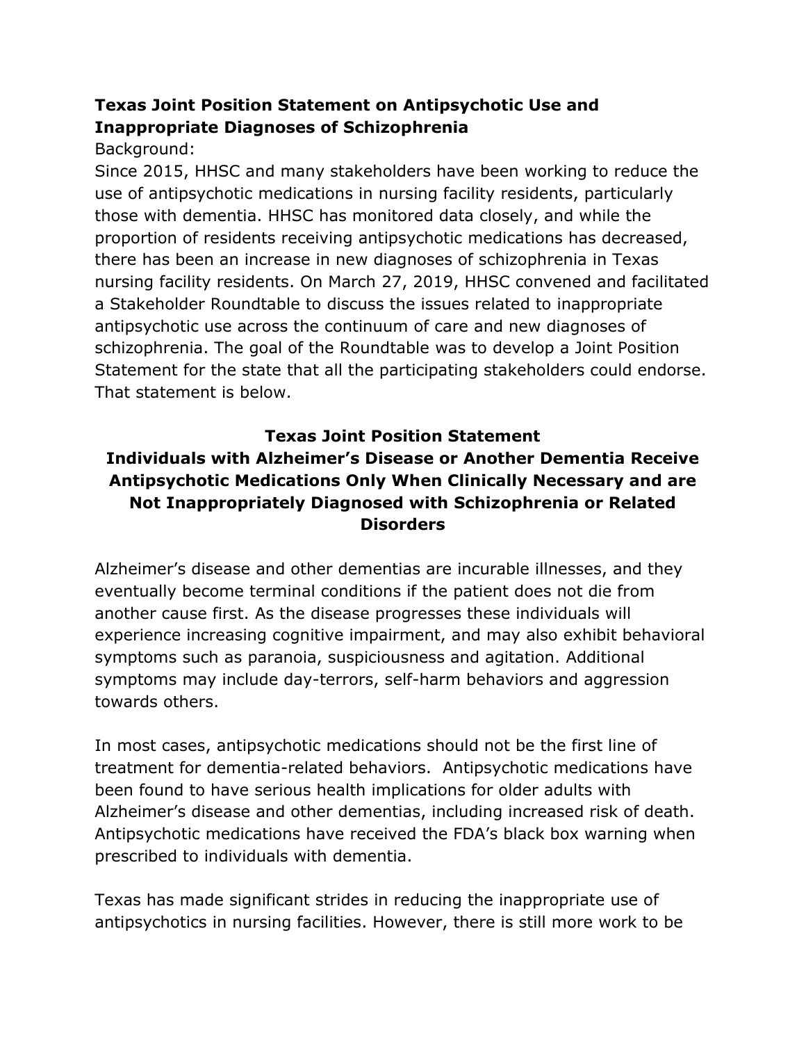# Texas Joint Position Statement on Antipsychotic Use and Inappropriate Diagnoses of Schizophrenia

Background:

Since 2015, HHSC and many stakeholders have been working to reduce the use of antipsychotic medications in nursing facility residents, particularly those with dementia. HHSC has monitored data closely, and while the proportion of residents receiving antipsychotic medications has decreased, there has been an increase in new diagnoses of schizophrenia in Texas nursing facility residents. On March 27, 2019, HHSC convened and facilitated a Stakeholder Roundtable to discuss the issues related to inappropriate antipsychotic use across the continuum of care and new diagnoses of schizophrenia. The goal of the Roundtable was to develop a Joint Position Statement for the state that all the participating stakeholders could endorse. That statement is below.

## Texas Joint Position Statement
## Individuals with Alzheimer's Disease or Another Dementia Receive Antipsychotic Medications Only When Clinically Necessary and are Not Inappropriately Diagnosed with Schizophrenia or Related Disorders

Alzheimer's disease and other dementias are incurable illnesses, and they eventually become terminal conditions if the patient does not die from another cause first. As the disease progresses these individuals will experience increasing cognitive impairment, and may also exhibit behavioral symptoms such as paranoia, suspiciousness and agitation. Additional symptoms may include day-terrors, self-harm behaviors and aggression towards others.

In most cases, antipsychotic medications should not be the first line of treatment for dementia-related behaviors. Antipsychotic medications have been found to have serious health implications for older adults with Alzheimer's disease and other dementias, including increased risk of death. Antipsychotic medications have received the FDA's black box warning when prescribed to individuals with dementia.

Texas has made significant strides in reducing the inappropriate use of antipsychotics in nursing facilities. However, there is still more work to be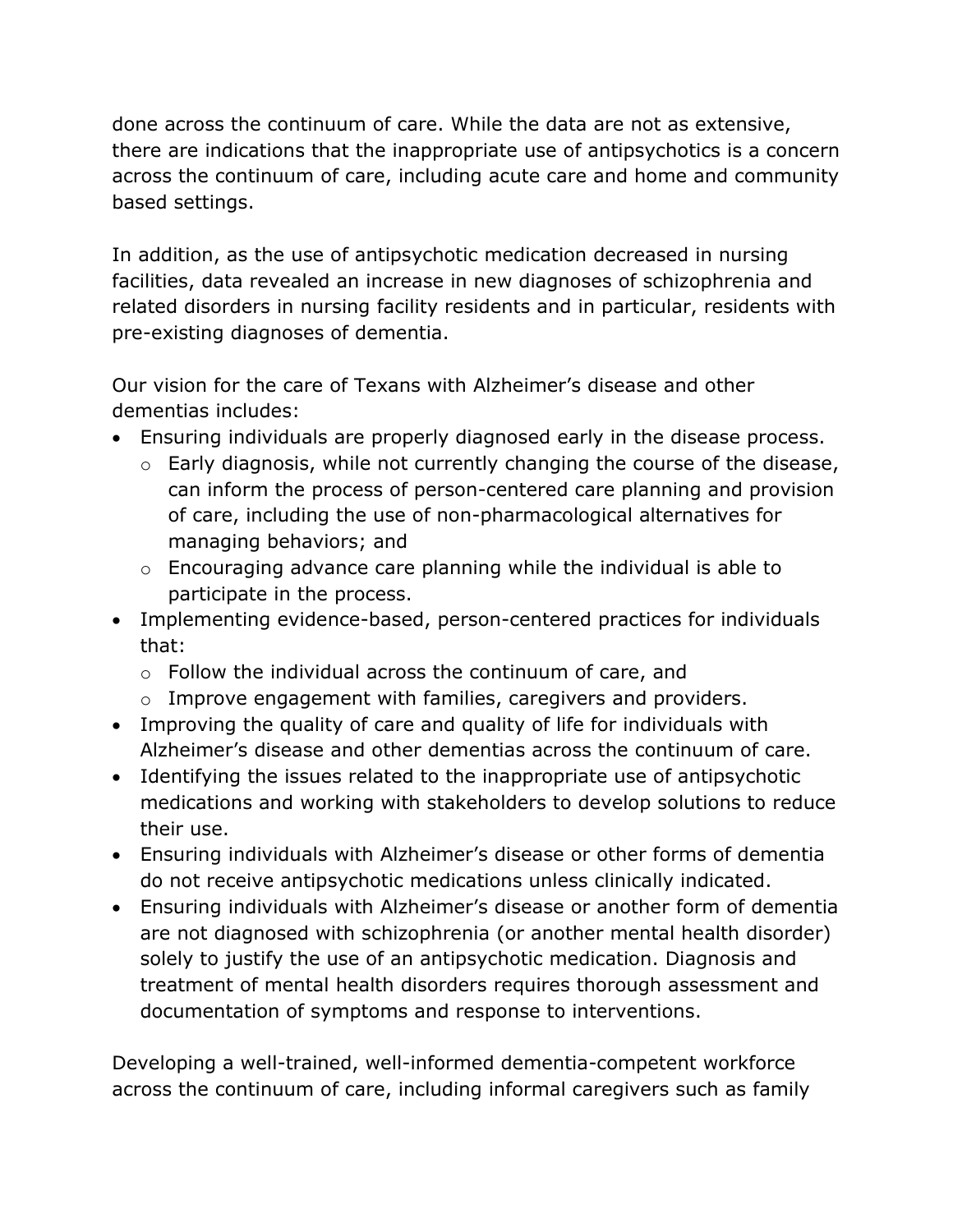done across the continuum of care. While the data are not as extensive, there are indications that the inappropriate use of antipsychotics is a concern across the continuum of care, including acute care and home and community based settings.

In addition, as the use of antipsychotic medication decreased in nursing facilities, data revealed an increase in new diagnoses of schizophrenia and related disorders in nursing facility residents and in particular, residents with pre-existing diagnoses of dementia.

Our vision for the care of Texans with Alzheimer's disease and other dementias includes:

- Ensuring individuals are properly diagnosed early in the disease process.
  - Early diagnosis, while not currently changing the course of the disease, can inform the process of person-centered care planning and provision of care, including the use of non-pharmacological alternatives for managing behaviors; and
  - Encouraging advance care planning while the individual is able to participate in the process.
- Implementing evidence-based, person-centered practices for individuals that:
  - Follow the individual across the continuum of care, and
  - Improve engagement with families, caregivers and providers.
- Improving the quality of care and quality of life for individuals with Alzheimer's disease and other dementias across the continuum of care.
- Identifying the issues related to the inappropriate use of antipsychotic medications and working with stakeholders to develop solutions to reduce their use.
- Ensuring individuals with Alzheimer's disease or other forms of dementia do not receive antipsychotic medications unless clinically indicated.
- Ensuring individuals with Alzheimer's disease or another form of dementia are not diagnosed with schizophrenia (or another mental health disorder) solely to justify the use of an antipsychotic medication. Diagnosis and treatment of mental health disorders requires thorough assessment and documentation of symptoms and response to interventions.

Developing a well-trained, well-informed dementia-competent workforce across the continuum of care, including informal caregivers such as family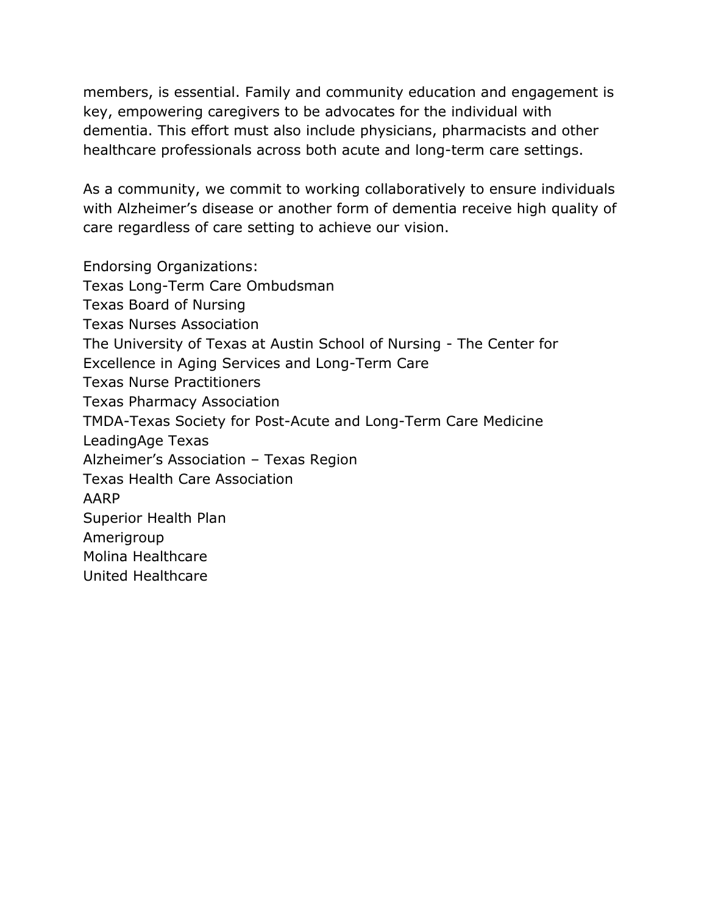members, is essential. Family and community education and engagement is key, empowering caregivers to be advocates for the individual with dementia. This effort must also include physicians, pharmacists and other healthcare professionals across both acute and long-term care settings.

As a community, we commit to working collaboratively to ensure individuals with Alzheimer's disease or another form of dementia receive high quality of care regardless of care setting to achieve our vision.

Endorsing Organizations:
Texas Long-Term Care Ombudsman
Texas Board of Nursing
Texas Nurses Association
The University of Texas at Austin School of Nursing - The Center for Excellence in Aging Services and Long-Term Care
Texas Nurse Practitioners
Texas Pharmacy Association
TMDA-Texas Society for Post-Acute and Long-Term Care Medicine
LeadingAge Texas
Alzheimer's Association – Texas Region
Texas Health Care Association
AARP
Superior Health Plan
Amerigroup
Molina Healthcare
United Healthcare